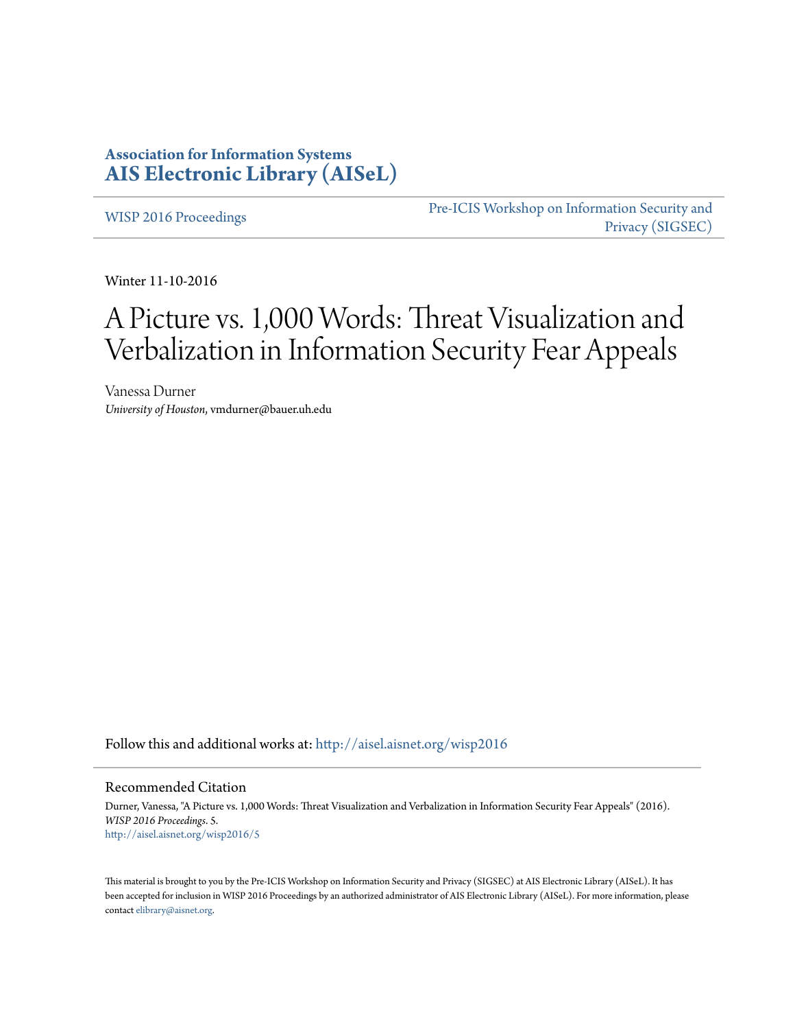# Association for Information Systems
# AIS Electronic Library (AISeL)

WISP 2016 Proceedings

Pre-ICIS Workshop on Information Security and Privacy (SIGSEC)

Winter 11-10-2016

# A Picture vs. 1,000 Words: Threat Visualization and Verbalization in Information Security Fear Appeals

Vanessa Durner
*University of Houston*, vmdurner@bauer.uh.edu

Follow this and additional works at: http://aisel.aisnet.org/wisp2016

## Recommended Citation

Durner, Vanessa, "A Picture vs. 1,000 Words: Threat Visualization and Verbalization in Information Security Fear Appeals" (2016). *WISP 2016 Proceedings*. 5.
http://aisel.aisnet.org/wisp2016/5

This material is brought to you by the Pre-ICIS Workshop on Information Security and Privacy (SIGSEC) at AIS Electronic Library (AISeL). It has been accepted for inclusion in WISP 2016 Proceedings by an authorized administrator of AIS Electronic Library (AISeL). For more information, please contact elibrary@aisnet.org.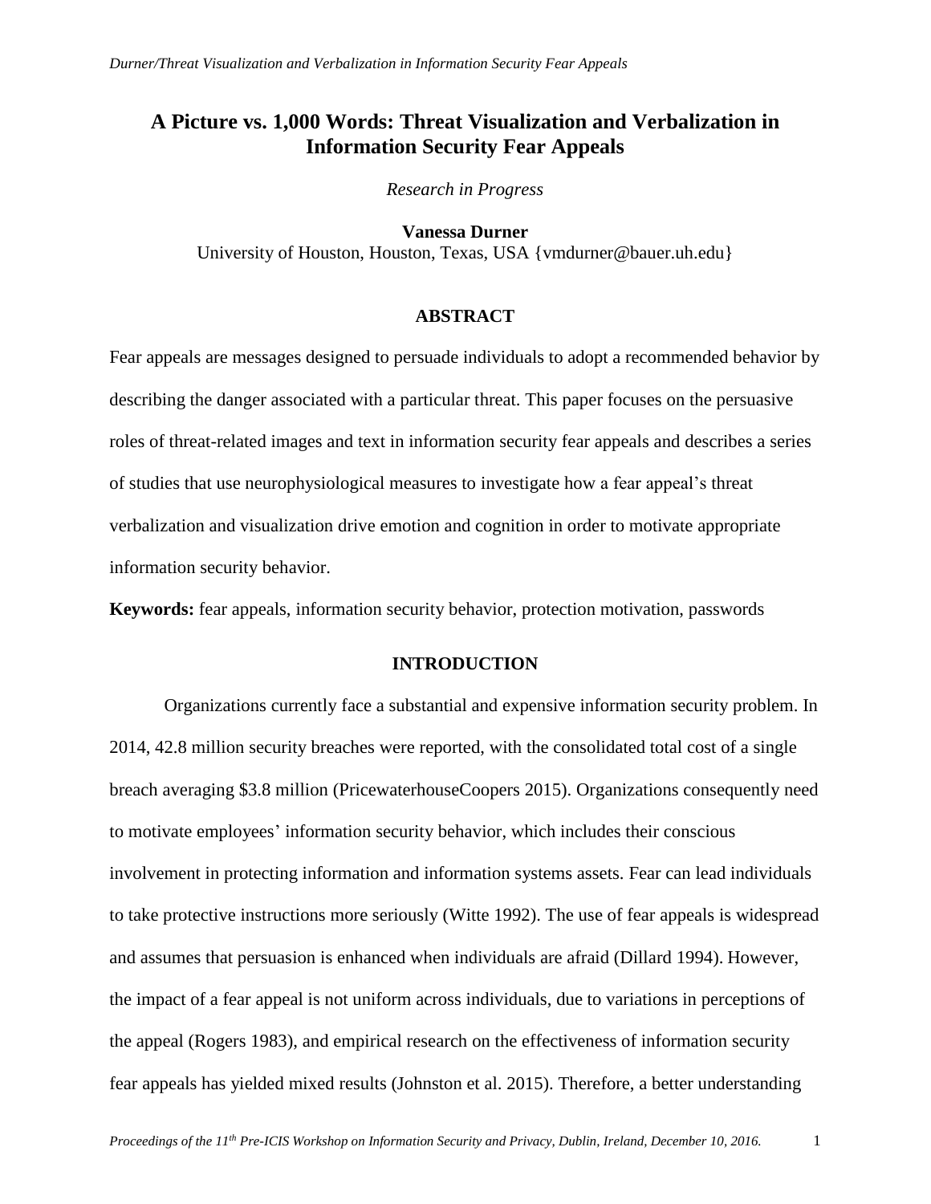# A Picture vs. 1,000 Words: Threat Visualization and Verbalization in Information Security Fear Appeals

*Research in Progress*

**Vanessa Durner**

University of Houston, Houston, Texas, USA {vmdurner@bauer.uh.edu}

## ABSTRACT

Fear appeals are messages designed to persuade individuals to adopt a recommended behavior by describing the danger associated with a particular threat. This paper focuses on the persuasive roles of threat-related images and text in information security fear appeals and describes a series of studies that use neurophysiological measures to investigate how a fear appeal's threat verbalization and visualization drive emotion and cognition in order to motivate appropriate information security behavior.

**Keywords:** fear appeals, information security behavior, protection motivation, passwords

## INTRODUCTION

Organizations currently face a substantial and expensive information security problem. In 2014, 42.8 million security breaches were reported, with the consolidated total cost of a single breach averaging $3.8 million (PricewaterhouseCoopers 2015). Organizations consequently need to motivate employees' information security behavior, which includes their conscious involvement in protecting information and information systems assets. Fear can lead individuals to take protective instructions more seriously (Witte 1992). The use of fear appeals is widespread and assumes that persuasion is enhanced when individuals are afraid (Dillard 1994). However, the impact of a fear appeal is not uniform across individuals, due to variations in perceptions of the appeal (Rogers 1983), and empirical research on the effectiveness of information security fear appeals has yielded mixed results (Johnston et al. 2015). Therefore, a better understanding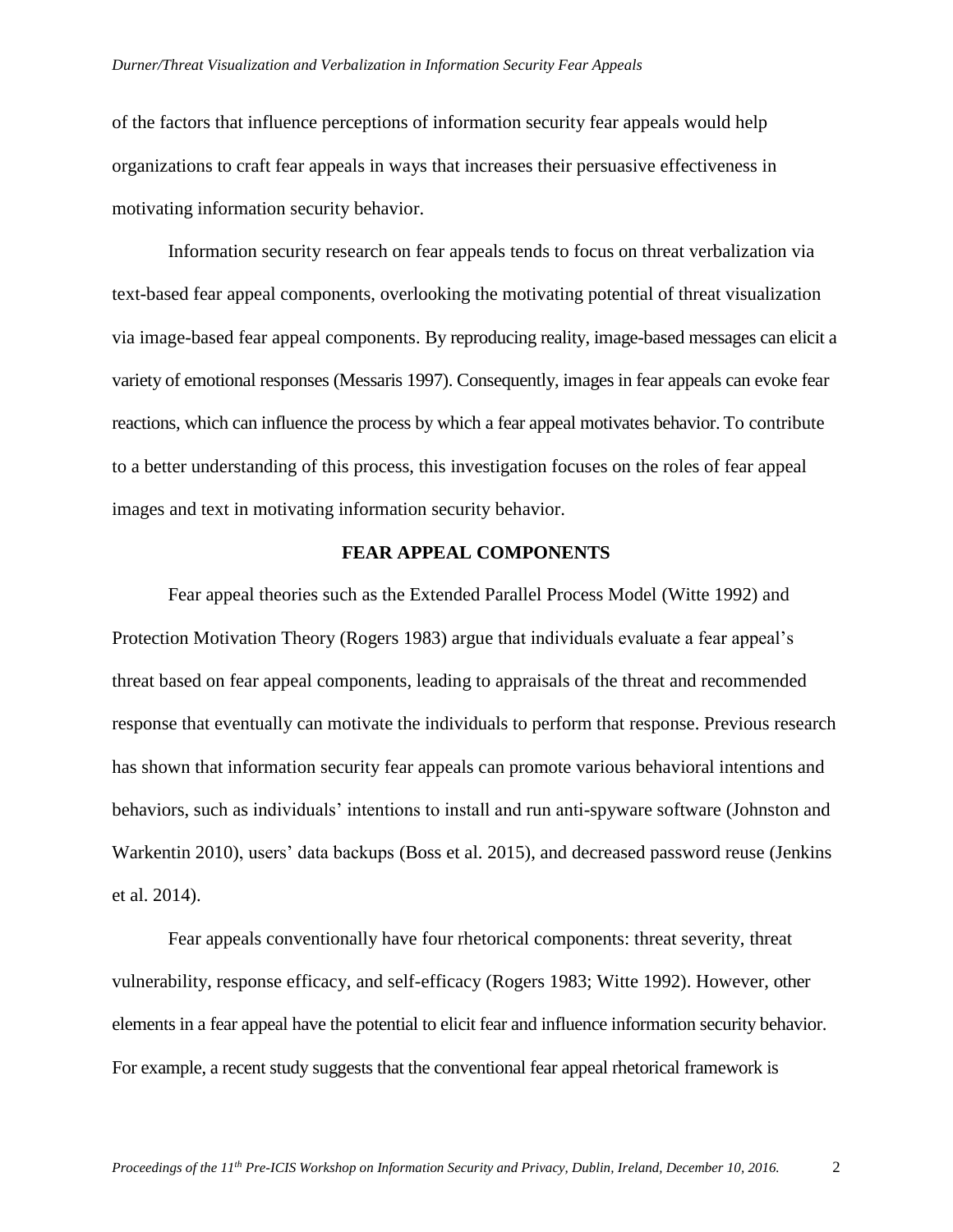of the factors that influence perceptions of information security fear appeals would help organizations to craft fear appeals in ways that increases their persuasive effectiveness in motivating information security behavior.

Information security research on fear appeals tends to focus on threat verbalization via text-based fear appeal components, overlooking the motivating potential of threat visualization via image-based fear appeal components. By reproducing reality, image-based messages can elicit a variety of emotional responses (Messaris 1997). Consequently, images in fear appeals can evoke fear reactions, which can influence the process by which a fear appeal motivates behavior. To contribute to a better understanding of this process, this investigation focuses on the roles of fear appeal images and text in motivating information security behavior.

## FEAR APPEAL COMPONENTS

Fear appeal theories such as the Extended Parallel Process Model (Witte 1992) and Protection Motivation Theory (Rogers 1983) argue that individuals evaluate a fear appeal's threat based on fear appeal components, leading to appraisals of the threat and recommended response that eventually can motivate the individuals to perform that response. Previous research has shown that information security fear appeals can promote various behavioral intentions and behaviors, such as individuals' intentions to install and run anti-spyware software (Johnston and Warkentin 2010), users' data backups (Boss et al. 2015), and decreased password reuse (Jenkins et al. 2014).

Fear appeals conventionally have four rhetorical components: threat severity, threat vulnerability, response efficacy, and self-efficacy (Rogers 1983; Witte 1992). However, other elements in a fear appeal have the potential to elicit fear and influence information security behavior. For example, a recent study suggests that the conventional fear appeal rhetorical framework is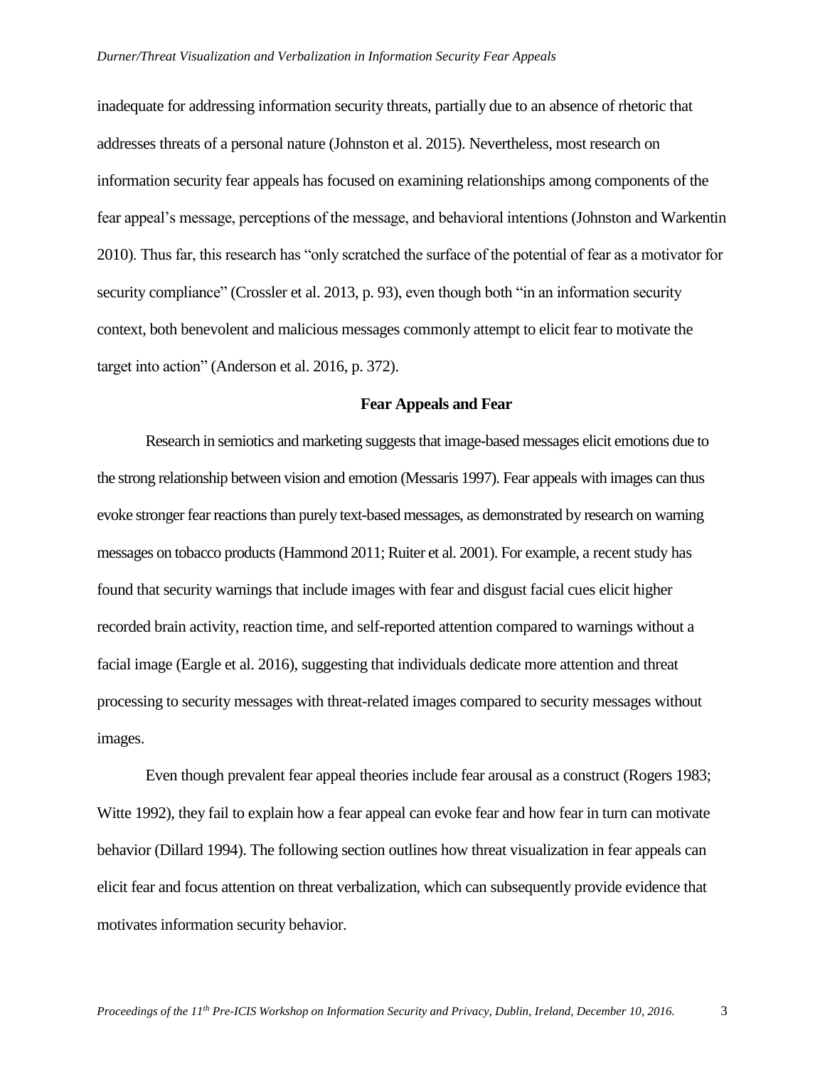inadequate for addressing information security threats, partially due to an absence of rhetoric that addresses threats of a personal nature (Johnston et al. 2015). Nevertheless, most research on information security fear appeals has focused on examining relationships among components of the fear appeal's message, perceptions of the message, and behavioral intentions (Johnston and Warkentin 2010). Thus far, this research has "only scratched the surface of the potential of fear as a motivator for security compliance" (Crossler et al. 2013, p. 93), even though both "in an information security context, both benevolent and malicious messages commonly attempt to elicit fear to motivate the target into action" (Anderson et al. 2016, p. 372).

## Fear Appeals and Fear

Research in semiotics and marketing suggests that image-based messages elicit emotions due to the strong relationship between vision and emotion (Messaris 1997). Fear appeals with images can thus evoke stronger fear reactions than purely text-based messages, as demonstrated by research on warning messages on tobacco products (Hammond 2011; Ruiter et al. 2001). For example, a recent study has found that security warnings that include images with fear and disgust facial cues elicit higher recorded brain activity, reaction time, and self-reported attention compared to warnings without a facial image (Eargle et al. 2016), suggesting that individuals dedicate more attention and threat processing to security messages with threat-related images compared to security messages without images.

Even though prevalent fear appeal theories include fear arousal as a construct (Rogers 1983; Witte 1992), they fail to explain how a fear appeal can evoke fear and how fear in turn can motivate behavior (Dillard 1994). The following section outlines how threat visualization in fear appeals can elicit fear and focus attention on threat verbalization, which can subsequently provide evidence that motivates information security behavior.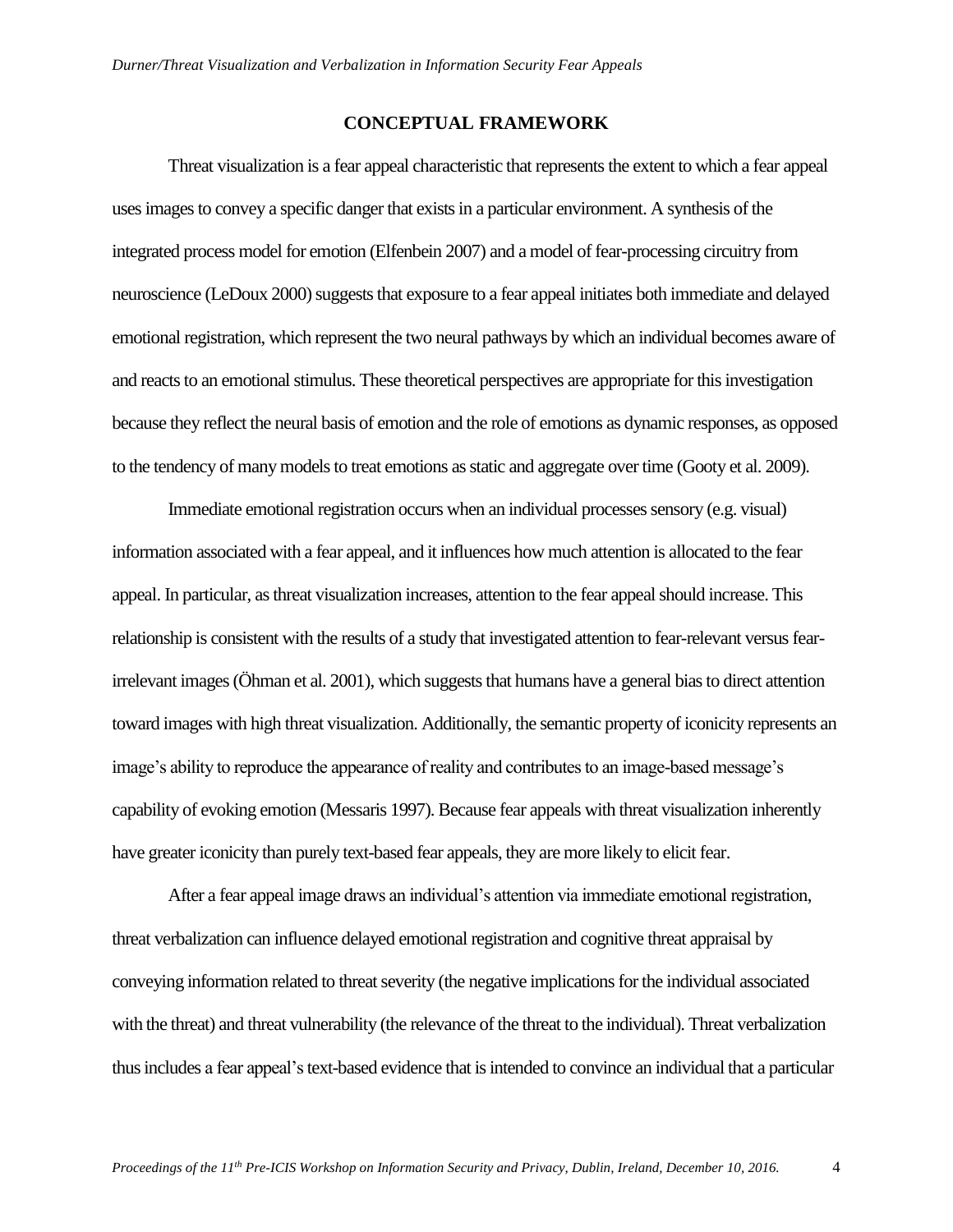## CONCEPTUAL FRAMEWORK

Threat visualization is a fear appeal characteristic that represents the extent to which a fear appeal uses images to convey a specific danger that exists in a particular environment. A synthesis of the integrated process model for emotion (Elfenbein 2007) and a model of fear-processing circuitry from neuroscience (LeDoux 2000) suggests that exposure to a fear appeal initiates both immediate and delayed emotional registration, which represent the two neural pathways by which an individual becomes aware of and reacts to an emotional stimulus. These theoretical perspectives are appropriate for this investigation because they reflect the neural basis of emotion and the role of emotions as dynamic responses, as opposed to the tendency of many models to treat emotions as static and aggregate over time (Gooty et al. 2009).

Immediate emotional registration occurs when an individual processes sensory (e.g. visual) information associated with a fear appeal, and it influences how much attention is allocated to the fear appeal. In particular, as threat visualization increases, attention to the fear appeal should increase. This relationship is consistent with the results of a study that investigated attention to fear-relevant versus fear-irrelevant images (Öhman et al. 2001), which suggests that humans have a general bias to direct attention toward images with high threat visualization. Additionally, the semantic property of iconicity represents an image's ability to reproduce the appearance of reality and contributes to an image-based message's capability of evoking emotion (Messaris 1997). Because fear appeals with threat visualization inherently have greater iconicity than purely text-based fear appeals, they are more likely to elicit fear.

After a fear appeal image draws an individual's attention via immediate emotional registration, threat verbalization can influence delayed emotional registration and cognitive threat appraisal by conveying information related to threat severity (the negative implications for the individual associated with the threat) and threat vulnerability (the relevance of the threat to the individual). Threat verbalization thus includes a fear appeal's text-based evidence that is intended to convince an individual that a particular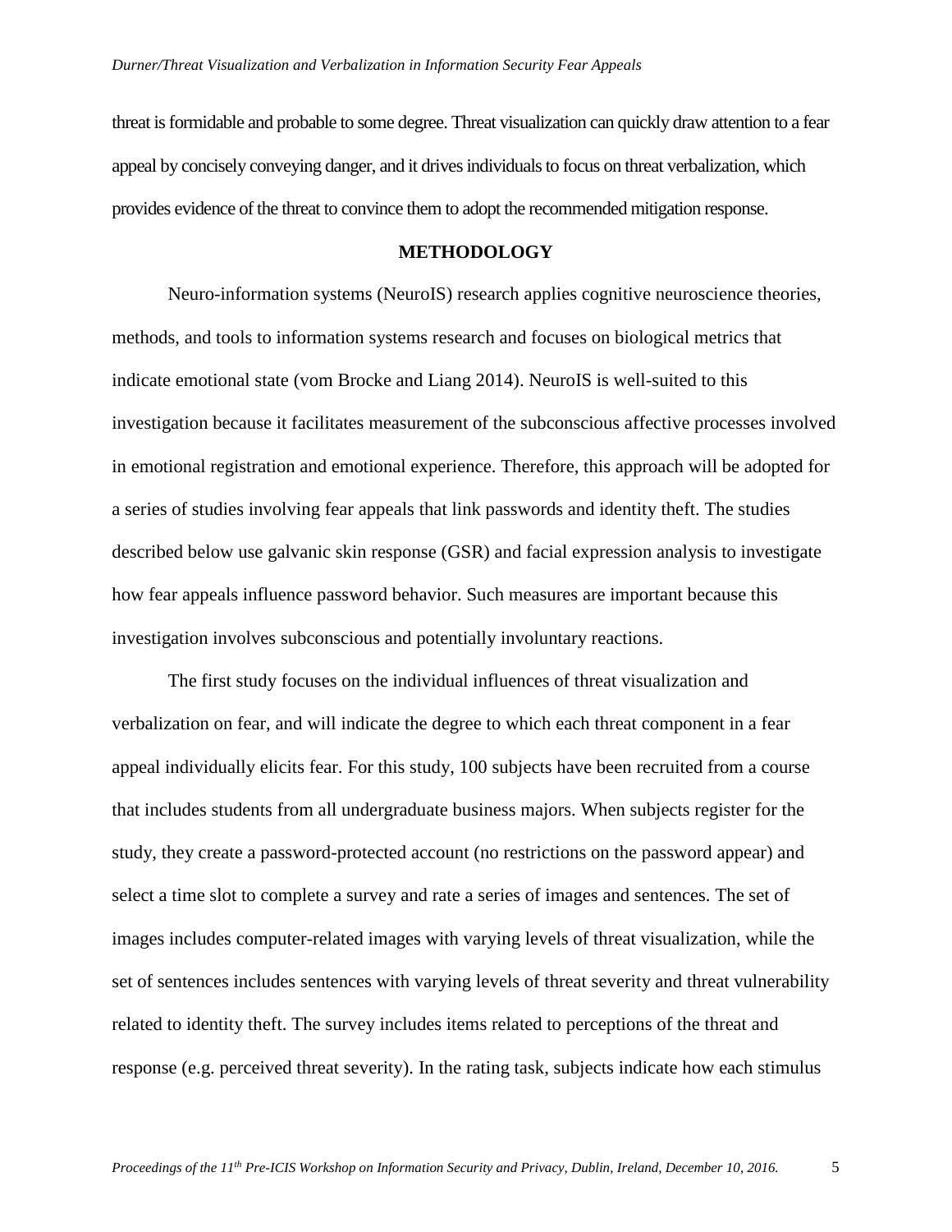threat is formidable and probable to some degree. Threat visualization can quickly draw attention to a fear appeal by concisely conveying danger, and it drives individuals to focus on threat verbalization, which provides evidence of the threat to convince them to adopt the recommended mitigation response.

## METHODOLOGY

Neuro-information systems (NeuroIS) research applies cognitive neuroscience theories, methods, and tools to information systems research and focuses on biological metrics that indicate emotional state (vom Brocke and Liang 2014). NeuroIS is well-suited to this investigation because it facilitates measurement of the subconscious affective processes involved in emotional registration and emotional experience. Therefore, this approach will be adopted for a series of studies involving fear appeals that link passwords and identity theft. The studies described below use galvanic skin response (GSR) and facial expression analysis to investigate how fear appeals influence password behavior. Such measures are important because this investigation involves subconscious and potentially involuntary reactions.

The first study focuses on the individual influences of threat visualization and verbalization on fear, and will indicate the degree to which each threat component in a fear appeal individually elicits fear. For this study, 100 subjects have been recruited from a course that includes students from all undergraduate business majors. When subjects register for the study, they create a password-protected account (no restrictions on the password appear) and select a time slot to complete a survey and rate a series of images and sentences. The set of images includes computer-related images with varying levels of threat visualization, while the set of sentences includes sentences with varying levels of threat severity and threat vulnerability related to identity theft. The survey includes items related to perceptions of the threat and response (e.g. perceived threat severity). In the rating task, subjects indicate how each stimulus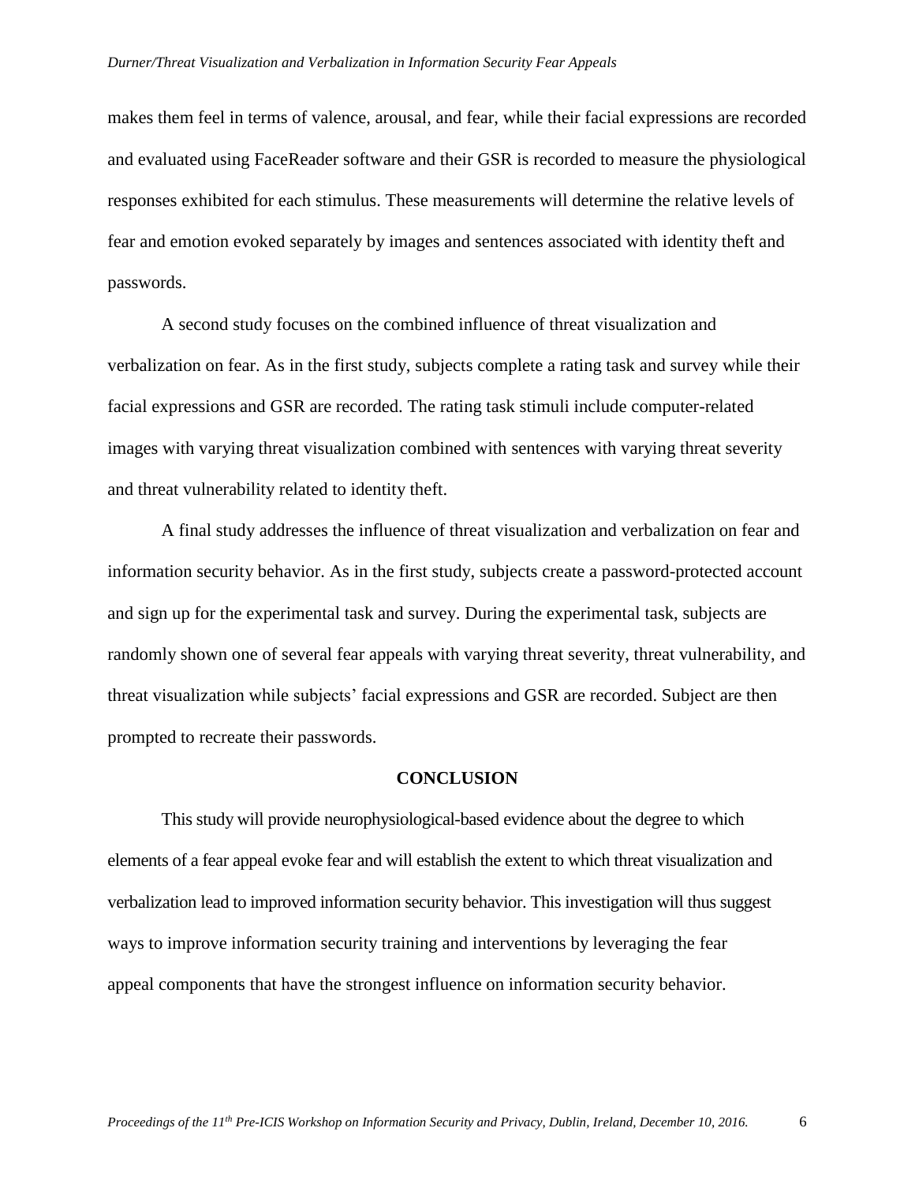makes them feel in terms of valence, arousal, and fear, while their facial expressions are recorded and evaluated using FaceReader software and their GSR is recorded to measure the physiological responses exhibited for each stimulus. These measurements will determine the relative levels of fear and emotion evoked separately by images and sentences associated with identity theft and passwords.

A second study focuses on the combined influence of threat visualization and verbalization on fear. As in the first study, subjects complete a rating task and survey while their facial expressions and GSR are recorded. The rating task stimuli include computer-related images with varying threat visualization combined with sentences with varying threat severity and threat vulnerability related to identity theft.

A final study addresses the influence of threat visualization and verbalization on fear and information security behavior. As in the first study, subjects create a password-protected account and sign up for the experimental task and survey. During the experimental task, subjects are randomly shown one of several fear appeals with varying threat severity, threat vulnerability, and threat visualization while subjects' facial expressions and GSR are recorded. Subject are then prompted to recreate their passwords.

## CONCLUSION

This study will provide neurophysiological-based evidence about the degree to which elements of a fear appeal evoke fear and will establish the extent to which threat visualization and verbalization lead to improved information security behavior. This investigation will thus suggest ways to improve information security training and interventions by leveraging the fear appeal components that have the strongest influence on information security behavior.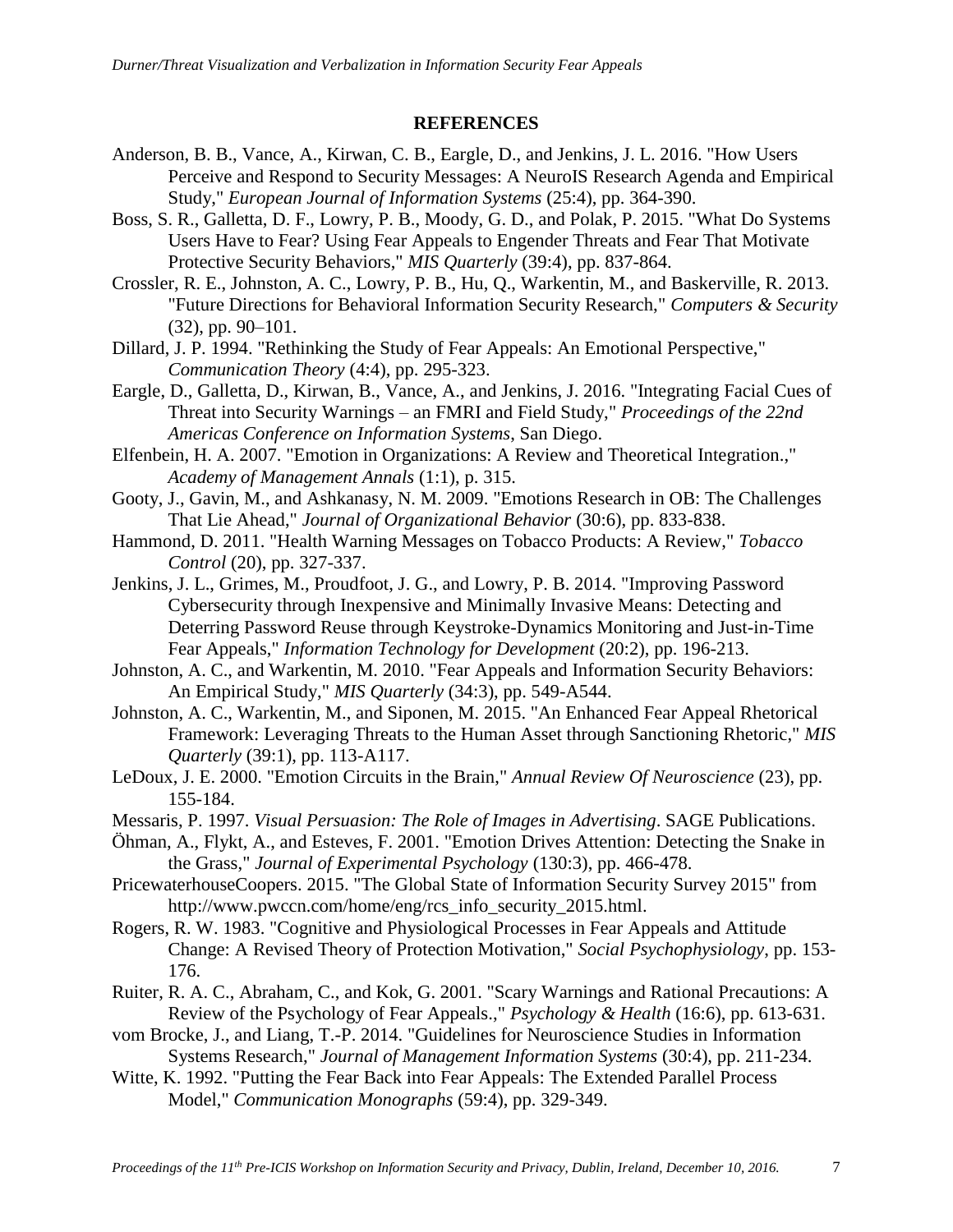## REFERENCES

Anderson, B. B., Vance, A., Kirwan, C. B., Eargle, D., and Jenkins, J. L. 2016. "How Users Perceive and Respond to Security Messages: A NeuroIS Research Agenda and Empirical Study," *European Journal of Information Systems* (25:4), pp. 364-390.

Boss, S. R., Galletta, D. F., Lowry, P. B., Moody, G. D., and Polak, P. 2015. "What Do Systems Users Have to Fear? Using Fear Appeals to Engender Threats and Fear That Motivate Protective Security Behaviors," *MIS Quarterly* (39:4), pp. 837-864.

Crossler, R. E., Johnston, A. C., Lowry, P. B., Hu, Q., Warkentin, M., and Baskerville, R. 2013. "Future Directions for Behavioral Information Security Research," *Computers & Security* (32), pp. 90–101.

Dillard, J. P. 1994. "Rethinking the Study of Fear Appeals: An Emotional Perspective," *Communication Theory* (4:4), pp. 295-323.

Eargle, D., Galletta, D., Kirwan, B., Vance, A., and Jenkins, J. 2016. "Integrating Facial Cues of Threat into Security Warnings – an FMRI and Field Study," *Proceedings of the 22nd Americas Conference on Information Systems*, San Diego.

Elfenbein, H. A. 2007. "Emotion in Organizations: A Review and Theoretical Integration.," *Academy of Management Annals* (1:1), p. 315.

Gooty, J., Gavin, M., and Ashkanasy, N. M. 2009. "Emotions Research in OB: The Challenges That Lie Ahead," *Journal of Organizational Behavior* (30:6), pp. 833-838.

Hammond, D. 2011. "Health Warning Messages on Tobacco Products: A Review," *Tobacco Control* (20), pp. 327-337.

Jenkins, J. L., Grimes, M., Proudfoot, J. G., and Lowry, P. B. 2014. "Improving Password Cybersecurity through Inexpensive and Minimally Invasive Means: Detecting and Deterring Password Reuse through Keystroke-Dynamics Monitoring and Just-in-Time Fear Appeals," *Information Technology for Development* (20:2), pp. 196-213.

Johnston, A. C., and Warkentin, M. 2010. "Fear Appeals and Information Security Behaviors: An Empirical Study," *MIS Quarterly* (34:3), pp. 549-A544.

Johnston, A. C., Warkentin, M., and Siponen, M. 2015. "An Enhanced Fear Appeal Rhetorical Framework: Leveraging Threats to the Human Asset through Sanctioning Rhetoric," *MIS Quarterly* (39:1), pp. 113-A117.

LeDoux, J. E. 2000. "Emotion Circuits in the Brain," *Annual Review Of Neuroscience* (23), pp. 155-184.

Messaris, P. 1997. *Visual Persuasion: The Role of Images in Advertising*. SAGE Publications.

Öhman, A., Flykt, A., and Esteves, F. 2001. "Emotion Drives Attention: Detecting the Snake in the Grass," *Journal of Experimental Psychology* (130:3), pp. 466-478.

PricewaterhouseCoopers. 2015. "The Global State of Information Security Survey 2015" from http://www.pwccn.com/home/eng/rcs_info_security_2015.html.

Rogers, R. W. 1983. "Cognitive and Physiological Processes in Fear Appeals and Attitude Change: A Revised Theory of Protection Motivation," *Social Psychophysiology*, pp. 153-176.

Ruiter, R. A. C., Abraham, C., and Kok, G. 2001. "Scary Warnings and Rational Precautions: A Review of the Psychology of Fear Appeals.," *Psychology & Health* (16:6), pp. 613-631.

vom Brocke, J., and Liang, T.-P. 2014. "Guidelines for Neuroscience Studies in Information Systems Research," *Journal of Management Information Systems* (30:4), pp. 211-234.

Witte, K. 1992. "Putting the Fear Back into Fear Appeals: The Extended Parallel Process Model," *Communication Monographs* (59:4), pp. 329-349.